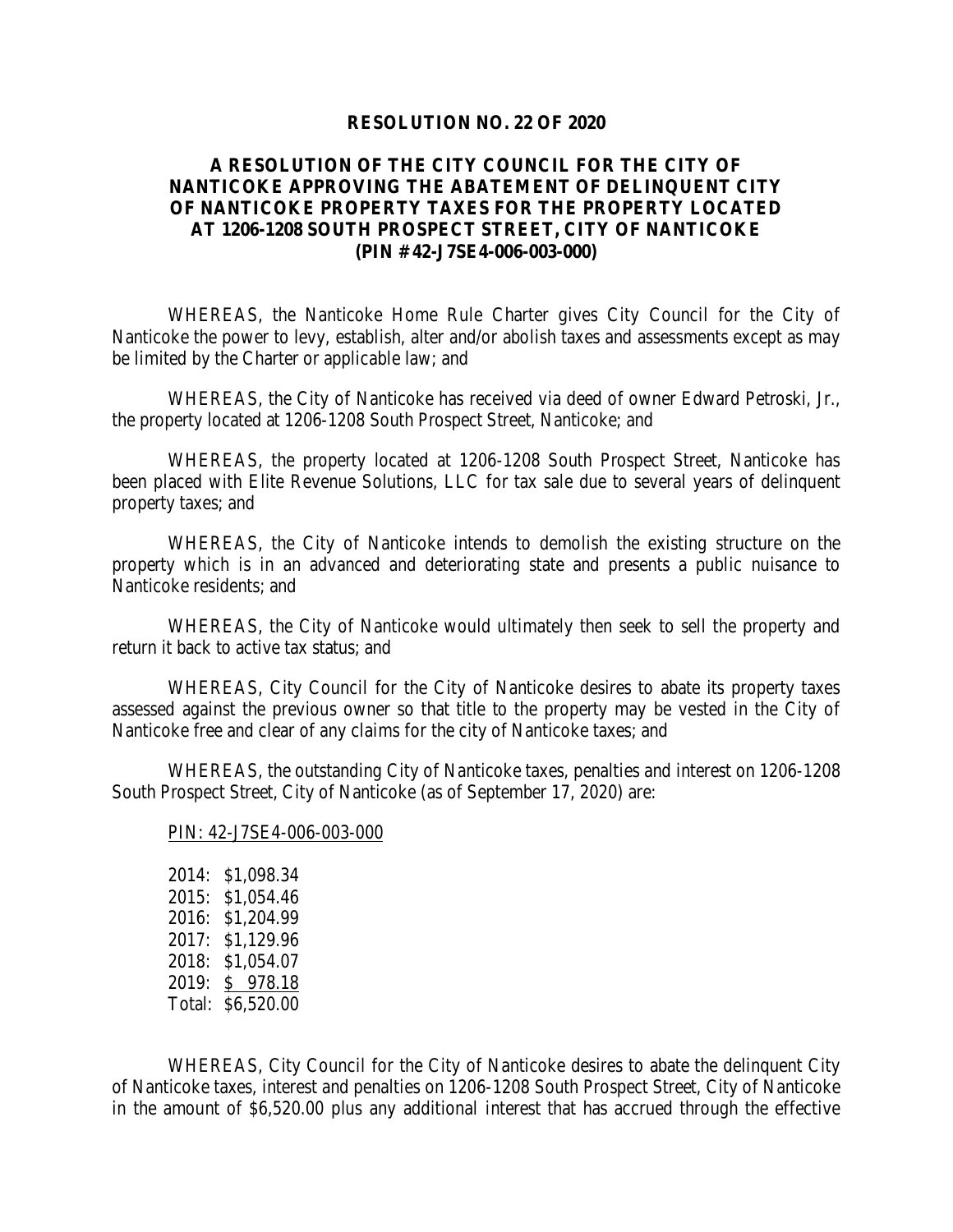**RESOLUTION NO. 22 OF 2020**

**A RESOLUTION OF THE CITY COUNCIL FOR THE CITY OF NANTICOKE APPROVING THE ABATEMENT OF DELINQUENT CITY OF NANTICOKE PROPERTY TAXES FOR THE PROPERTY LOCATED AT 1206-1208 SOUTH PROSPECT STREET, CITY OF NANTICOKE (PIN # 42-J7SE4-006-003-000)**

WHEREAS, the Nanticoke Home Rule Charter gives City Council for the City of Nanticoke the power to levy, establish, alter and/or abolish taxes and assessments except as may be limited by the Charter or applicable law; and

WHEREAS, the City of Nanticoke has received via deed of owner Edward Petroski, Jr., the property located at 1206-1208 South Prospect Street, Nanticoke; and

WHEREAS, the property located at 1206-1208 South Prospect Street, Nanticoke has been placed with Elite Revenue Solutions, LLC for tax sale due to several years of delinquent property taxes; and

WHEREAS, the City of Nanticoke intends to demolish the existing structure on the property which is in an advanced and deteriorating state and presents a public nuisance to Nanticoke residents; and

WHEREAS, the City of Nanticoke would ultimately then seek to sell the property and return it back to active tax status; and

WHEREAS, City Council for the City of Nanticoke desires to abate its property taxes assessed against the previous owner so that title to the property may be vested in the City of Nanticoke free and clear of any claims for the city of Nanticoke taxes; and

WHEREAS, the outstanding City of Nanticoke taxes, penalties and interest on 1206-1208 South Prospect Street, City of Nanticoke (as of September 17, 2020) are:

PIN: 42-J7SE4-006-003-000

2014: $1,098.34
2015: $1,054.46
2016: $1,204.99
2017: $1,129.96
2018: $1,054.07
2019: $ 978.18
Total: $6,520.00

WHEREAS, City Council for the City of Nanticoke desires to abate the delinquent City of Nanticoke taxes, interest and penalties on 1206-1208 South Prospect Street, City of Nanticoke in the amount of $6,520.00 plus any additional interest that has accrued through the effective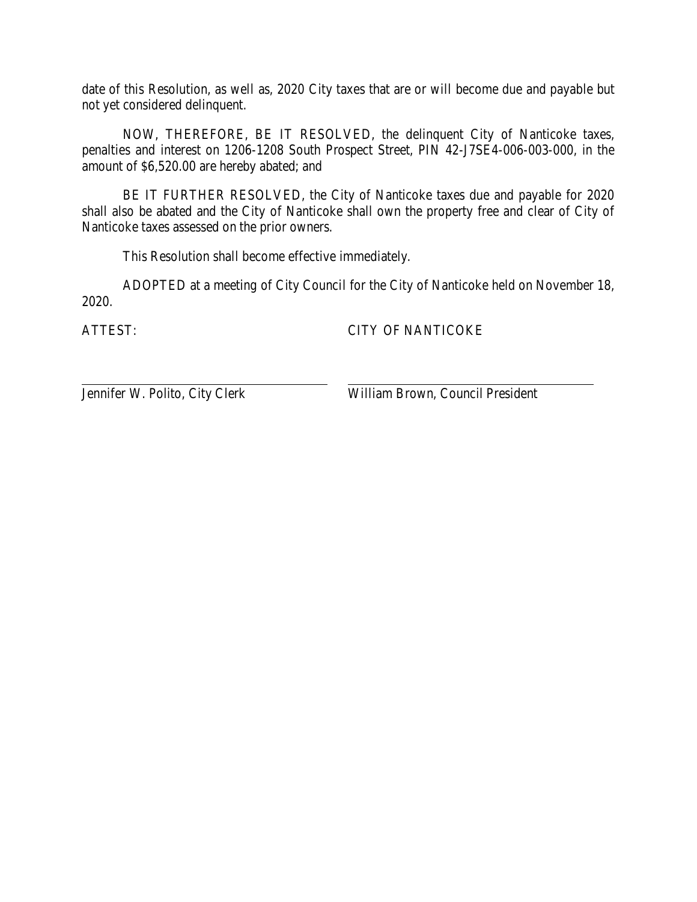date of this Resolution, as well as, 2020 City taxes that are or will become due and payable but not yet considered delinquent.

NOW, THEREFORE, BE IT RESOLVED, the delinquent City of Nanticoke taxes, penalties and interest on 1206-1208 South Prospect Street, PIN 42-J7SE4-006-003-000, in the amount of $6,520.00 are hereby abated; and

BE IT FURTHER RESOLVED, the City of Nanticoke taxes due and payable for 2020 shall also be abated and the City of Nanticoke shall own the property free and clear of City of Nanticoke taxes assessed on the prior owners.

This Resolution shall become effective immediately.

ADOPTED at a meeting of City Council for the City of Nanticoke held on November 18, 2020.

ATTEST: CITY OF NANTICOKE

Jennifer W. Polito, City Clerk

William Brown, Council President